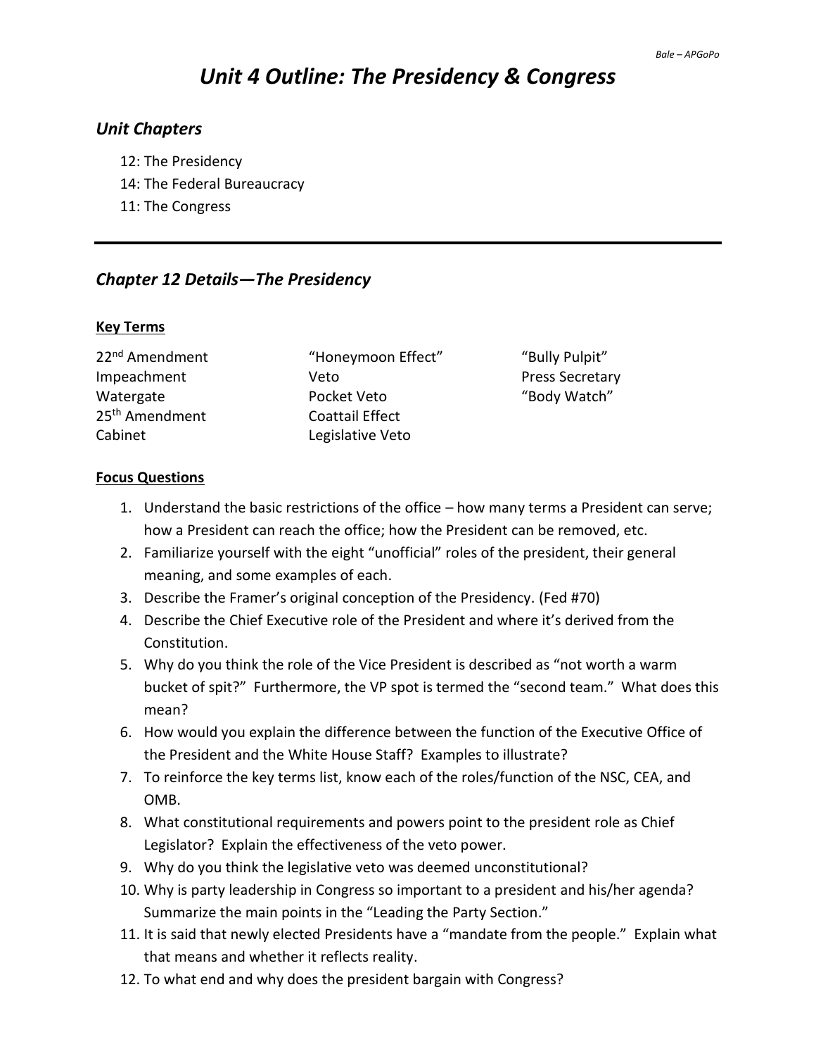# *Unit 4 Outline: The Presidency & Congress*

## *Unit Chapters*

12: The Presidency
14: The Federal Bureaucracy
11: The Congress

---

## *Chapter 12 Details—The Presidency*

### Key Terms

| | | |
|---|---|---|
| 22nd Amendment | "Honeymoon Effect" | "Bully Pulpit" |
| Impeachment | Veto | Press Secretary |
| Watergate | Pocket Veto | "Body Watch" |
| 25th Amendment | Coattail Effect | |
| Cabinet | Legislative Veto | |

### Focus Questions

1. Understand the basic restrictions of the office – how many terms a President can serve; how a President can reach the office; how the President can be removed, etc.
2. Familiarize yourself with the eight "unofficial" roles of the president, their general meaning, and some examples of each.
3. Describe the Framer's original conception of the Presidency. (Fed #70)
4. Describe the Chief Executive role of the President and where it's derived from the Constitution.
5. Why do you think the role of the Vice President is described as "not worth a warm bucket of spit?" Furthermore, the VP spot is termed the "second team." What does this mean?
6. How would you explain the difference between the function of the Executive Office of the President and the White House Staff? Examples to illustrate?
7. To reinforce the key terms list, know each of the roles/function of the NSC, CEA, and OMB.
8. What constitutional requirements and powers point to the president role as Chief Legislator? Explain the effectiveness of the veto power.
9. Why do you think the legislative veto was deemed unconstitutional?
10. Why is party leadership in Congress so important to a president and his/her agenda? Summarize the main points in the "Leading the Party Section."
11. It is said that newly elected Presidents have a "mandate from the people." Explain what that means and whether it reflects reality.
12. To what end and why does the president bargain with Congress?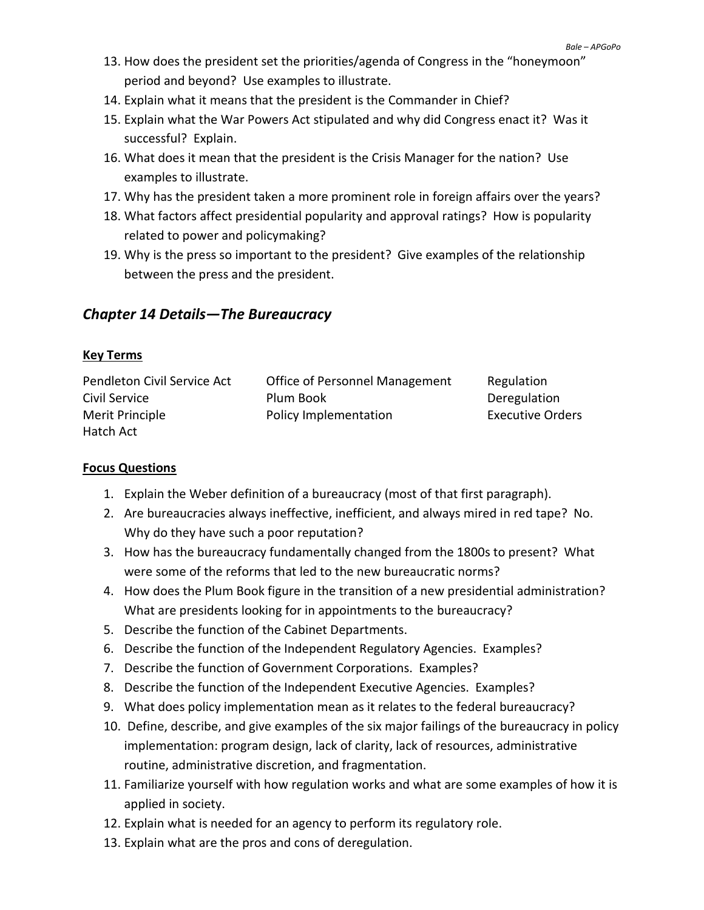13. How does the president set the priorities/agenda of Congress in the "honeymoon" period and beyond? Use examples to illustrate.
14. Explain what it means that the president is the Commander in Chief?
15. Explain what the War Powers Act stipulated and why did Congress enact it? Was it successful? Explain.
16. What does it mean that the president is the Crisis Manager for the nation? Use examples to illustrate.
17. Why has the president taken a more prominent role in foreign affairs over the years?
18. What factors affect presidential popularity and approval ratings? How is popularity related to power and policymaking?
19. Why is the press so important to the president? Give examples of the relationship between the press and the president.

## *Chapter 14 Details—The Bureaucracy*

**Key Terms**

| | | |
|---|---|---|
| Pendleton Civil Service Act | Office of Personnel Management | Regulation |
| Civil Service | Plum Book | Deregulation |
| Merit Principle | Policy Implementation | Executive Orders |
| Hatch Act | | |

**Focus Questions**

1. Explain the Weber definition of a bureaucracy (most of that first paragraph).
2. Are bureaucracies always ineffective, inefficient, and always mired in red tape? No. Why do they have such a poor reputation?
3. How has the bureaucracy fundamentally changed from the 1800s to present? What were some of the reforms that led to the new bureaucratic norms?
4. How does the Plum Book figure in the transition of a new presidential administration? What are presidents looking for in appointments to the bureaucracy?
5. Describe the function of the Cabinet Departments.
6. Describe the function of the Independent Regulatory Agencies. Examples?
7. Describe the function of Government Corporations. Examples?
8. Describe the function of the Independent Executive Agencies. Examples?
9. What does policy implementation mean as it relates to the federal bureaucracy?
10. Define, describe, and give examples of the six major failings of the bureaucracy in policy implementation: program design, lack of clarity, lack of resources, administrative routine, administrative discretion, and fragmentation.
11. Familiarize yourself with how regulation works and what are some examples of how it is applied in society.
12. Explain what is needed for an agency to perform its regulatory role.
13. Explain what are the pros and cons of deregulation.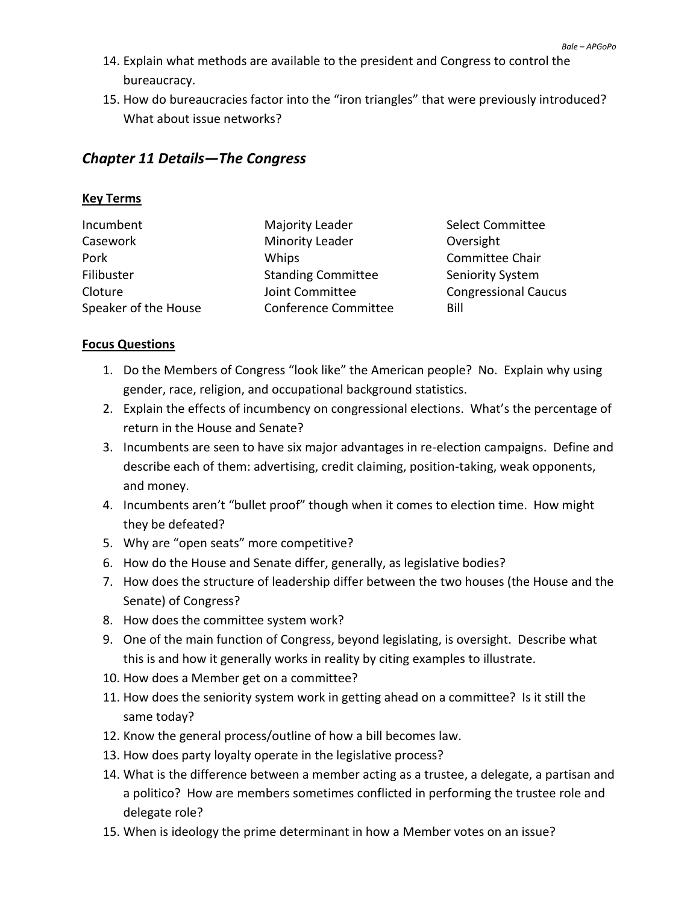14. Explain what methods are available to the president and Congress to control the bureaucracy.
15. How do bureaucracies factor into the "iron triangles" that were previously introduced? What about issue networks?

## *Chapter 11 Details—The Congress*

### Key Terms

| | | |
|---|---|---|
| Incumbent | Majority Leader | Select Committee |
| Casework | Minority Leader | Oversight |
| Pork | Whips | Committee Chair |
| Filibuster | Standing Committee | Seniority System |
| Cloture | Joint Committee | Congressional Caucus |
| Speaker of the House | Conference Committee | Bill |

### Focus Questions

1. Do the Members of Congress "look like" the American people? No. Explain why using gender, race, religion, and occupational background statistics.
2. Explain the effects of incumbency on congressional elections. What's the percentage of return in the House and Senate?
3. Incumbents are seen to have six major advantages in re-election campaigns. Define and describe each of them: advertising, credit claiming, position-taking, weak opponents, and money.
4. Incumbents aren't "bullet proof" though when it comes to election time. How might they be defeated?
5. Why are "open seats" more competitive?
6. How do the House and Senate differ, generally, as legislative bodies?
7. How does the structure of leadership differ between the two houses (the House and the Senate) of Congress?
8. How does the committee system work?
9. One of the main function of Congress, beyond legislating, is oversight. Describe what this is and how it generally works in reality by citing examples to illustrate.
10. How does a Member get on a committee?
11. How does the seniority system work in getting ahead on a committee? Is it still the same today?
12. Know the general process/outline of how a bill becomes law.
13. How does party loyalty operate in the legislative process?
14. What is the difference between a member acting as a trustee, a delegate, a partisan and a politico? How are members sometimes conflicted in performing the trustee role and delegate role?
15. When is ideology the prime determinant in how a Member votes on an issue?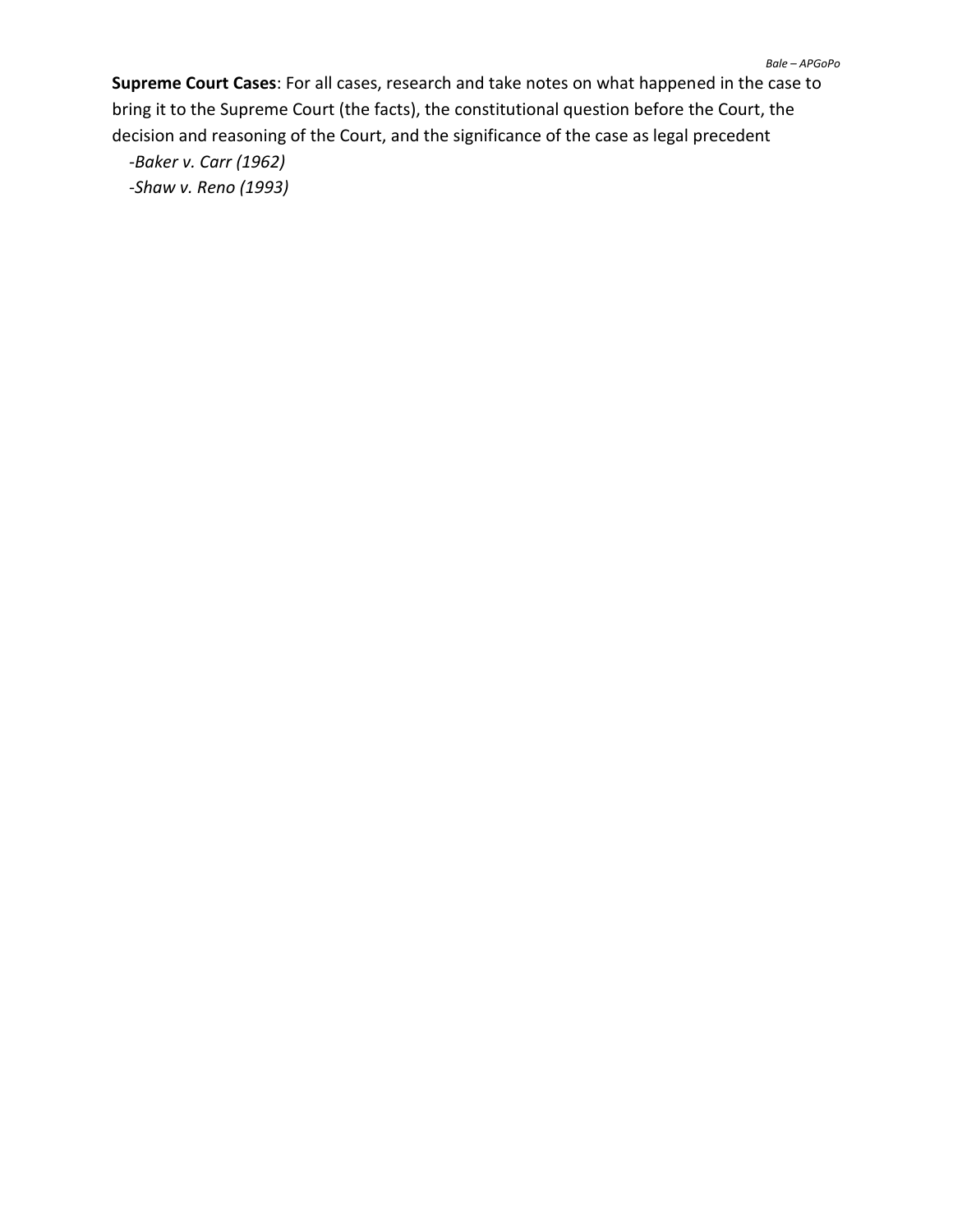**Supreme Court Cases**: For all cases, research and take notes on what happened in the case to bring it to the Supreme Court (the facts), the constitutional question before the Court, the decision and reasoning of the Court, and the significance of the case as legal precedent

-*Baker v. Carr (1962)*

-*Shaw v. Reno (1993)*